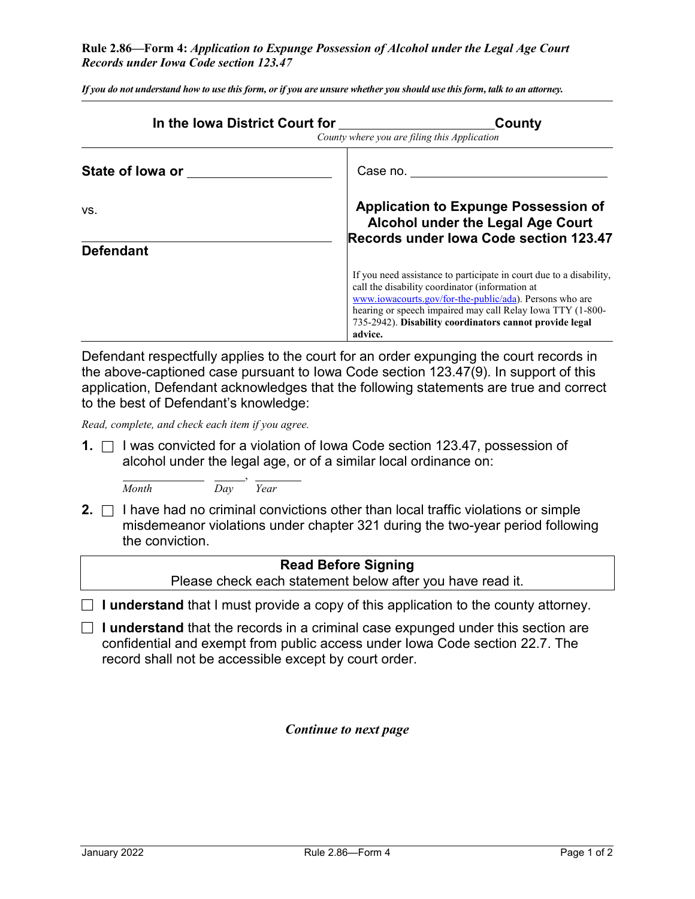**Rule 2.86—Form 4:** ***Application to Expunge Possession of Alcohol under the Legal Age Court Records under Iowa Code section 123.47***

***If you do not understand how to use this form, or if you are unsure whether you should use this form, talk to an attorney.***

**In the Iowa District Court for \_\_\_\_\_\_\_\_\_\_\_\_\_\_\_\_\_\_\_\_ County**

*County where you are filing this Application*

| | |
|---|---|
| **State of Iowa or** \_\_\_\_\_\_\_\_\_\_\_\_\_\_\_\_\_\_\_\_ | Case no. \_\_\_\_\_\_\_\_\_\_\_\_\_\_\_\_\_\_\_\_ |
| vs. | **Application to Expunge Possession of Alcohol under the Legal Age Court Records under Iowa Code section 123.47** |
| \_\_\_\_\_\_\_\_\_\_\_\_\_\_\_\_\_\_\_\_ **Defendant** | If you need assistance to participate in court due to a disability, call the disability coordinator (information at www.iowacourts.gov/for-the-public/ada). Persons who are hearing or speech impaired may call Relay Iowa TTY (1-800-735-2942). **Disability coordinators cannot provide legal advice.** |

Defendant respectfully applies to the court for an order expunging the court records in the above-captioned case pursuant to Iowa Code section 123.47(9). In support of this application, Defendant acknowledges that the following statements are true and correct to the best of Defendant's knowledge:

*Read, complete, and check each item if you agree.*

**1.** ☐ I was convicted for a violation of Iowa Code section 123.47, possession of alcohol under the legal age, or of a similar local ordinance on:

\_\_\_\_\_\_\_\_\_\_ \_\_\_\_\_, \_\_\_\_\_\_
*Month* *Day* *Year*

**2.** ☐ I have had no criminal convictions other than local traffic violations or simple misdemeanor violations under chapter 321 during the two-year period following the conviction.

**Read Before Signing**

Please check each statement below after you have read it.

☐ **I understand** that I must provide a copy of this application to the county attorney.

☐ **I understand** that the records in a criminal case expunged under this section are confidential and exempt from public access under Iowa Code section 22.7. The record shall not be accessible except by court order.

***Continue to next page***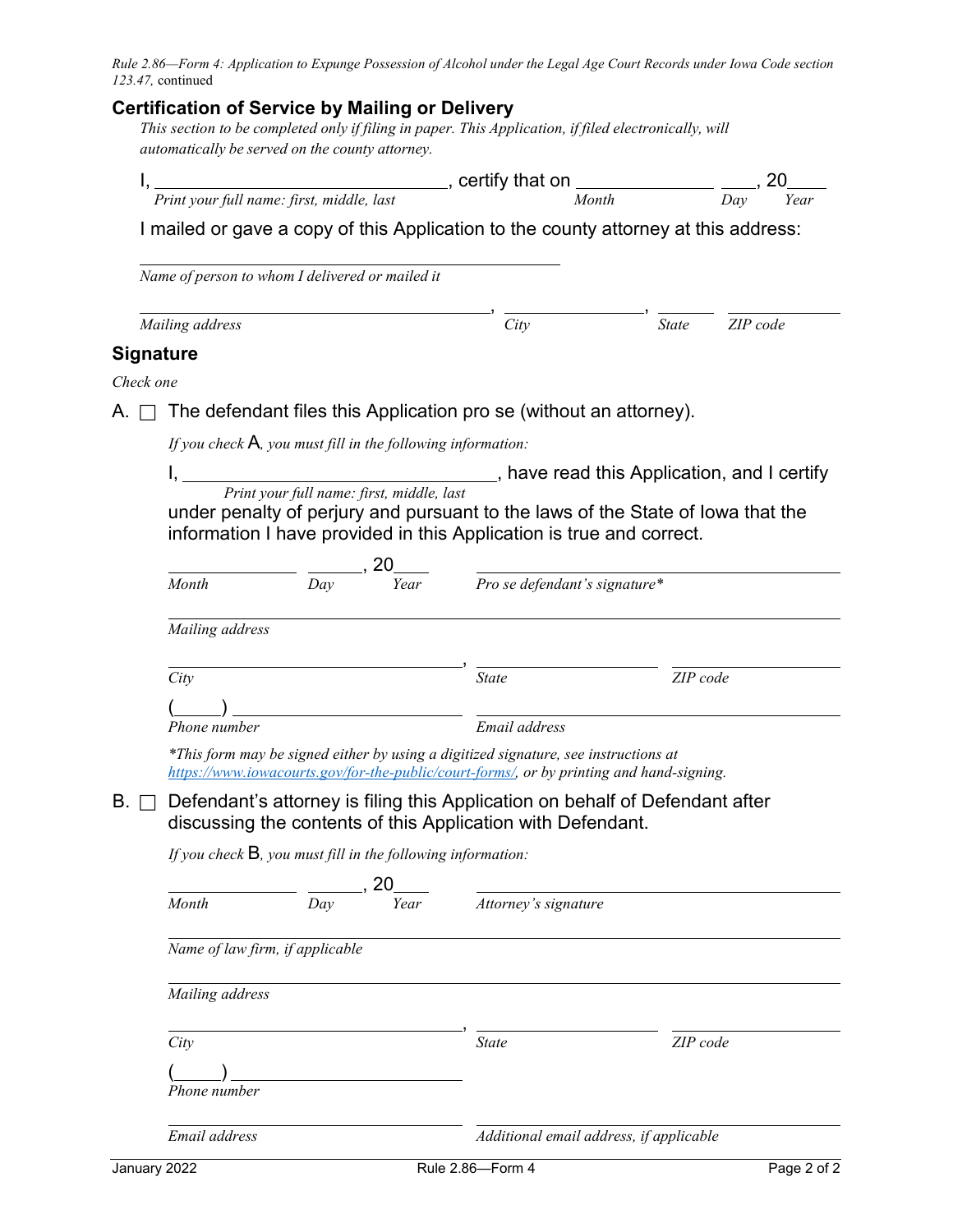*Rule 2.86—Form 4: Application to Expunge Possession of Alcohol under the Legal Age Court Records under Iowa Code section 123.47,* continued

## Certification of Service by Mailing or Delivery

*This section to be completed only if filing in paper. This Application, if filed electronically, will automatically be served on the county attorney.*

I, ________________________________, certify that on ______________ ____, 20____
*Print your full name: first, middle, last* *Month* *Day* *Year*

I mailed or gave a copy of this Application to the county attorney at this address:

______________________________________________
*Name of person to whom I delivered or mailed it*

______________________________________, ______________, ______ ____________
*Mailing address* *City* *State* *ZIP code*

## Signature

*Check one*

A. ☐ The defendant files this Application pro se (without an attorney).

*If you check A, you must fill in the following information:*

I, ________________________________, have read this Application, and I certify
*Print your full name: first, middle, last*
under penalty of perjury and pursuant to the laws of the State of Iowa that the information I have provided in this Application is true and correct.

______________ ______, 20____ ______________________________________
*Month* *Day* *Year* *Pro se defendant's signature**

______________________________________________________________
*Mailing address*

________________________________, ____________________ ____________________
*City* *State* *ZIP code*

(_____) __________________________ ______________________________________
*Phone number* *Email address*

*\*This form may be signed either by using a digitized signature, see instructions at [https://www.iowacourts.gov/for-the-public/court-forms/](https://www.iowacourts.gov/for-the-public/court-forms/), or by printing and hand-signing.*

B. ☐ Defendant's attorney is filing this Application on behalf of Defendant after discussing the contents of this Application with Defendant.

*If you check B, you must fill in the following information:*

______________ ______, 20____ ______________________________________
*Month* *Day* *Year* *Attorney's signature*

______________________________________________________________
*Name of law firm, if applicable*

______________________________________________________________
*Mailing address*

________________________________, ____________________ ____________________
*City* *State* *ZIP code*

(_____) __________________________
*Phone number*

__________________________________ ______________________________________
*Email address* *Additional email address, if applicable*

January 2022 Rule 2.86—Form 4